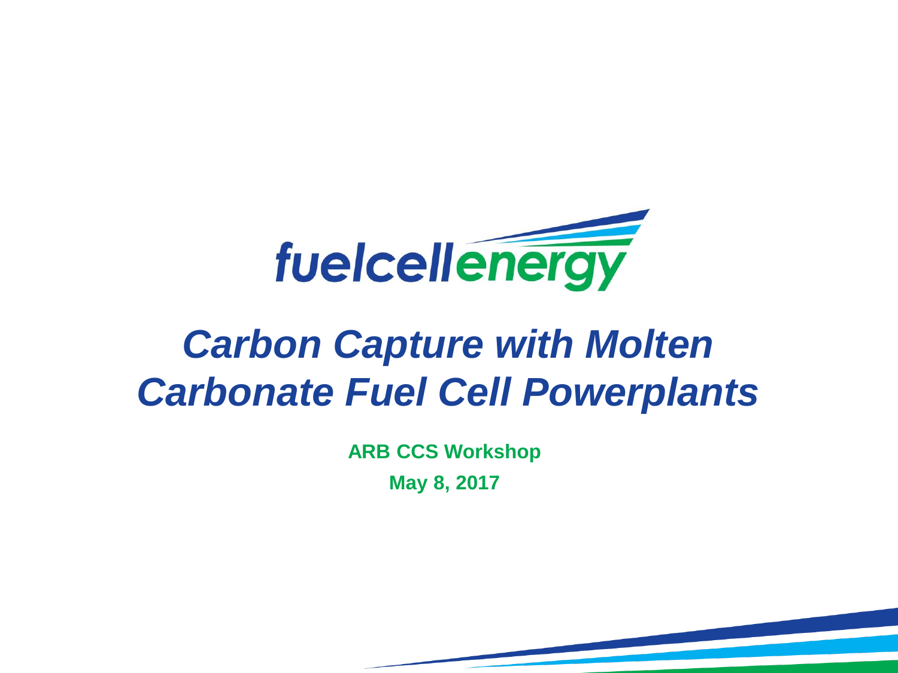fuelcellenergy

# *Carbon Capture with Molten Carbonate Fuel Cell Powerplants*

**ARB CCS Workshop**

**May 8, 2017**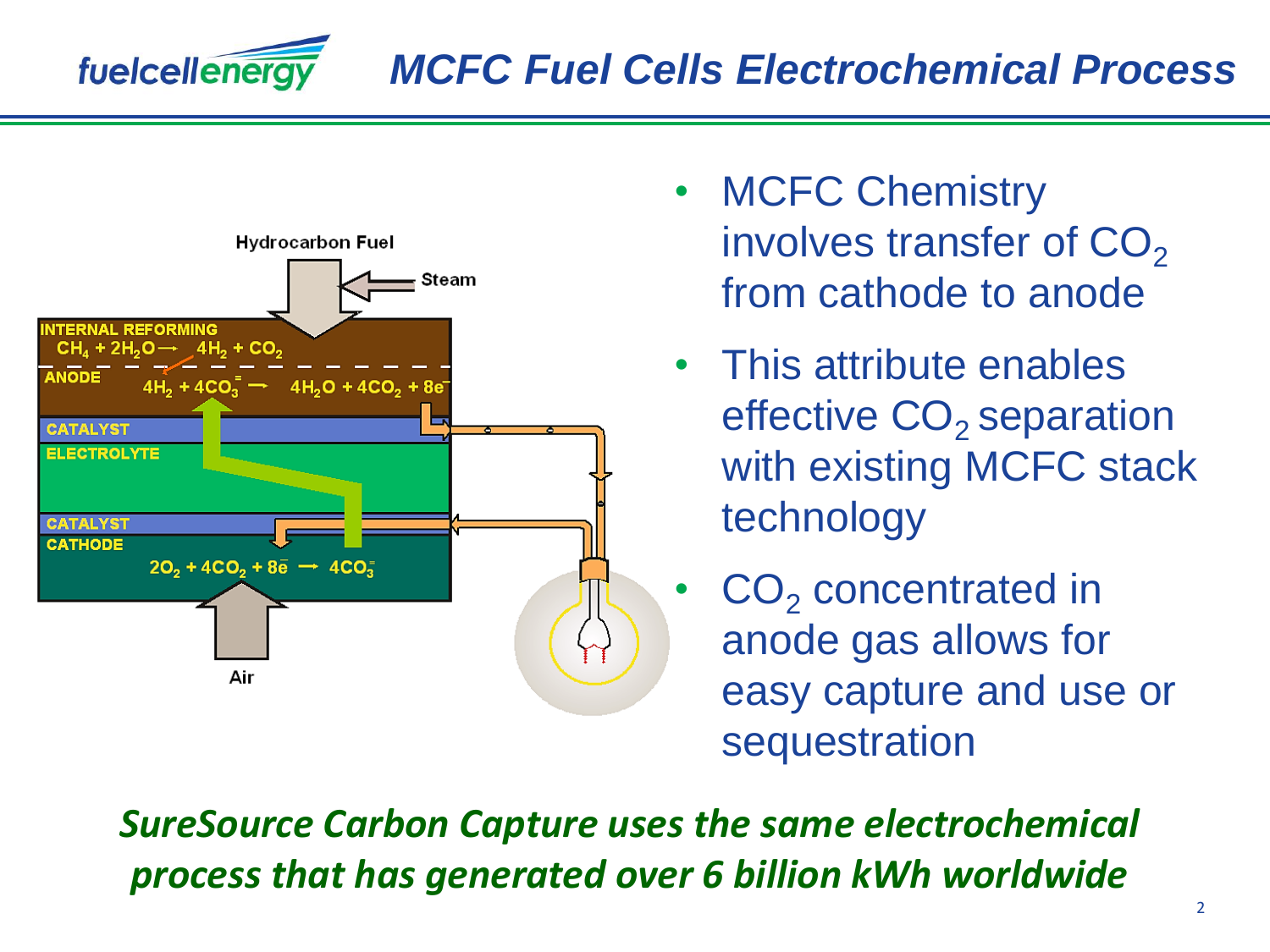# MCFC Fuel Cells Electrochemical Process

Hydrocarbon Fuel

Steam

INTERNAL REFORMING

$CH_4 + 2H_2O \rightarrow 4H_2 + CO_2$

ANODE

$4H_2 + 4CO_3^{=} \rightarrow 4H_2O + 4CO_2 + 8e^-$

CATALYST

ELECTROLYTE

CATALYST

CATHODE

$2O_2 + 4CO_2 + 8e^- \rightarrow 4CO_3^{=}$

Air

- MCFC Chemistry involves transfer of $CO_2$ from cathode to anode
- This attribute enables effective $CO_2$ separation with existing MCFC stack technology
- $CO_2$ concentrated in anode gas allows for easy capture and use or sequestration

***SureSource Carbon Capture uses the same electrochemical process that has generated over 6 billion kWh worldwide***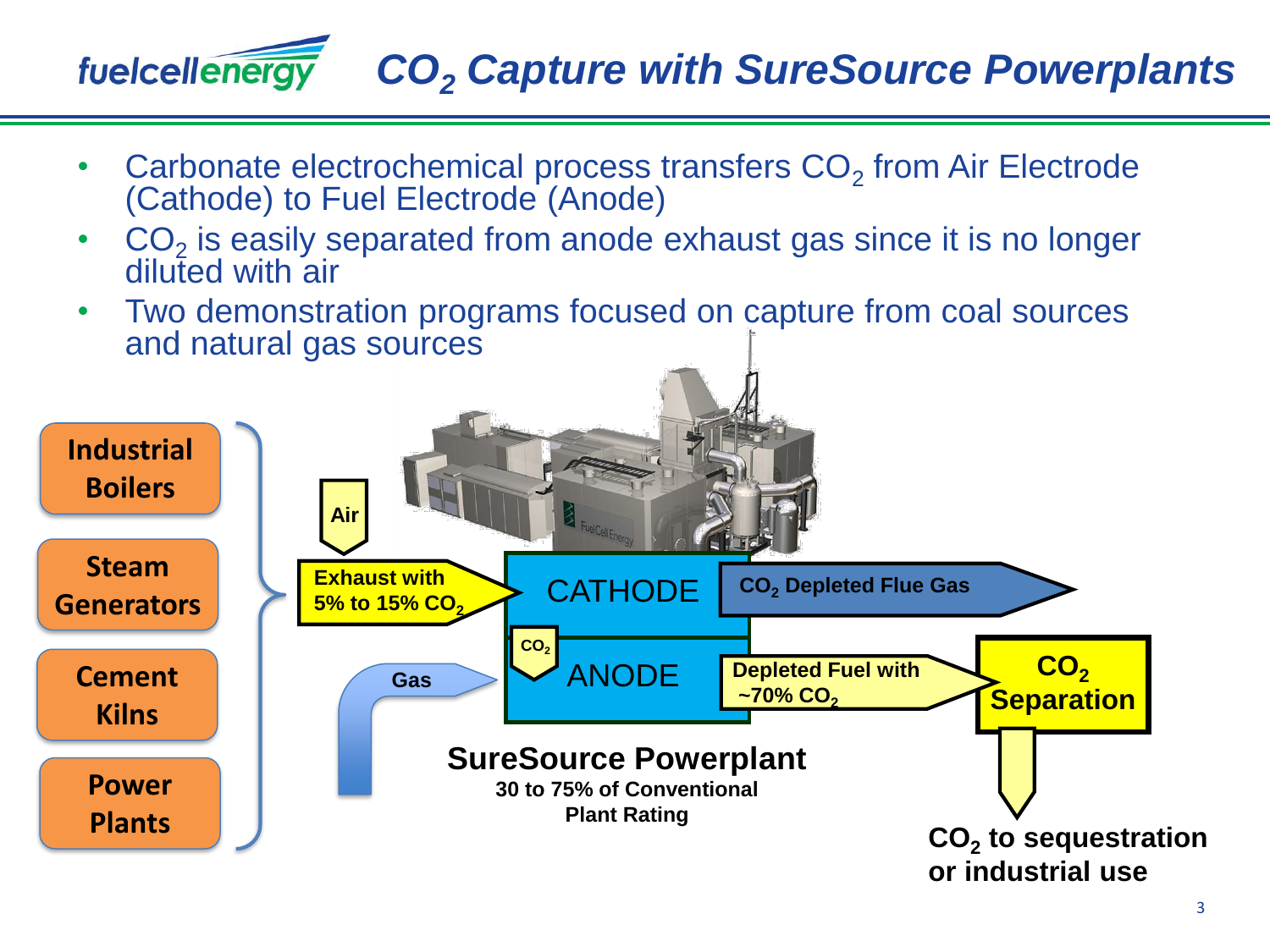# $CO_2$ Capture with SureSource Powerplants

- Carbonate electrochemical process transfers $CO_2$ from Air Electrode (Cathode) to Fuel Electrode (Anode)
- $CO_2$ is easily separated from anode exhaust gas since it is no longer diluted with air
- Two demonstration programs focused on capture from coal sources and natural gas sources

**Industrial Boilers**

**Steam Generators**

**Cement Kilns**

**Power Plants**

**Air**

**Exhaust with 5% to 15% $CO_2$**

CATHODE

**$CO_2$ Depleted Flue Gas**

**$CO_2$**

**Gas**

ANODE

**Depleted Fuel with ~70% $CO_2$**

**$CO_2$ Separation**

**SureSource Powerplant**

**30 to 75% of Conventional Plant Rating**

**$CO_2$ to sequestration or industrial use**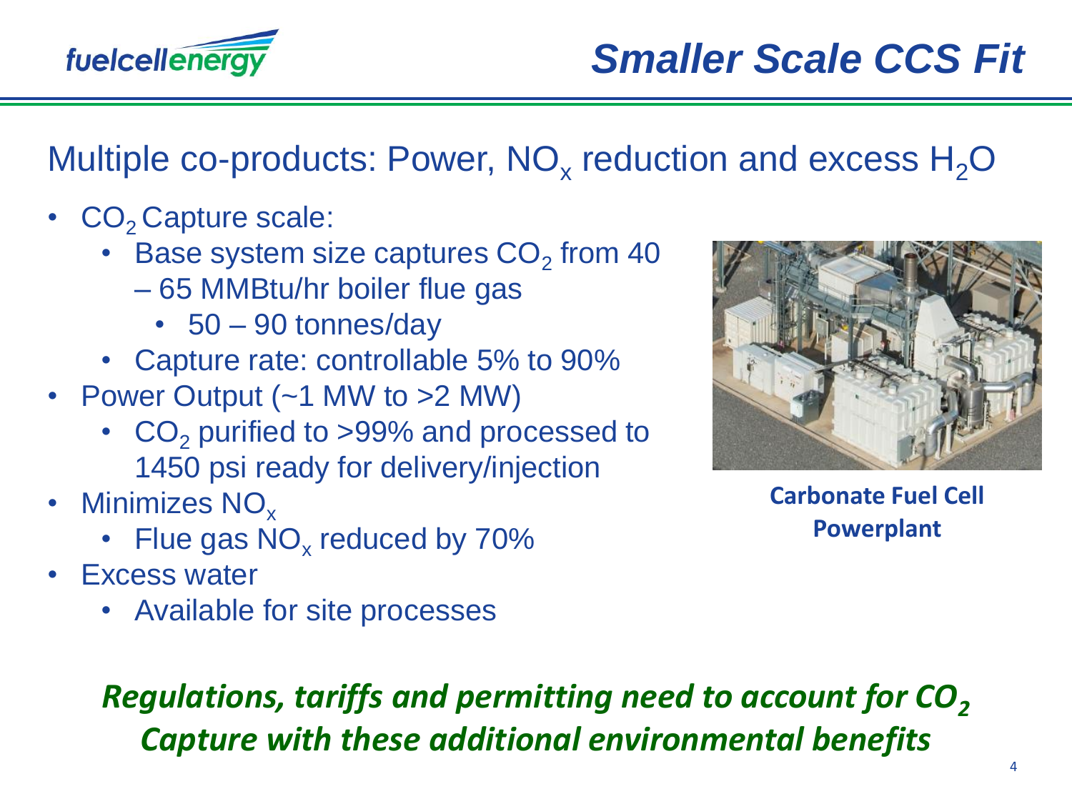# Smaller Scale CCS Fit

## Multiple co-products: Power, $NO_x$ reduction and excess $H_2O$

- $CO_2$ Capture scale:
  - Base system size captures $CO_2$ from 40 – 65 MMBtu/hr boiler flue gas
    - 50 – 90 tonnes/day
  - Capture rate: controllable 5% to 90%
- Power Output (~1 MW to >2 MW)
  - $CO_2$ purified to >99% and processed to 1450 psi ready for delivery/injection
- Minimizes $NO_x$
  - Flue gas $NO_x$ reduced by 70%
- Excess water
  - Available for site processes

**Carbonate Fuel Cell Powerplant**

***Regulations, tariffs and permitting need to account for $CO_2$ Capture with these additional environmental benefits***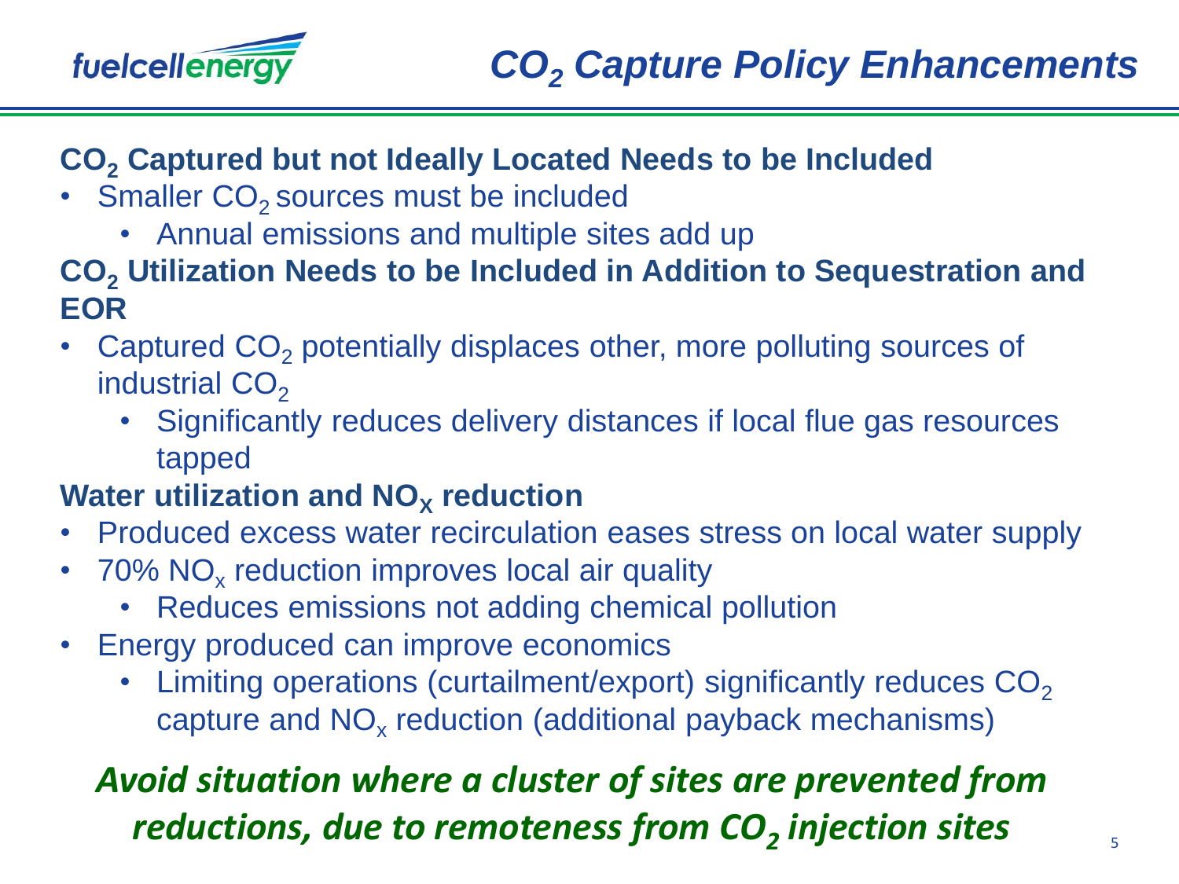# $CO_2$ Capture Policy Enhancements

**$CO_2$ Captured but not Ideally Located Needs to be Included**

- Smaller $CO_2$ sources must be included
  - Annual emissions and multiple sites add up

**$CO_2$ Utilization Needs to be Included in Addition to Sequestration and EOR**

- Captured $CO_2$ potentially displaces other, more polluting sources of industrial $CO_2$
  - Significantly reduces delivery distances if local flue gas resources tapped

**Water utilization and $NO_X$ reduction**

- Produced excess water recirculation eases stress on local water supply
- 70% $NO_x$ reduction improves local air quality
  - Reduces emissions not adding chemical pollution
- Energy produced can improve economics
  - Limiting operations (curtailment/export) significantly reduces $CO_2$ capture and $NO_x$ reduction (additional payback mechanisms)

***Avoid situation where a cluster of sites are prevented from reductions, due to remoteness from $CO_2$ injection sites***